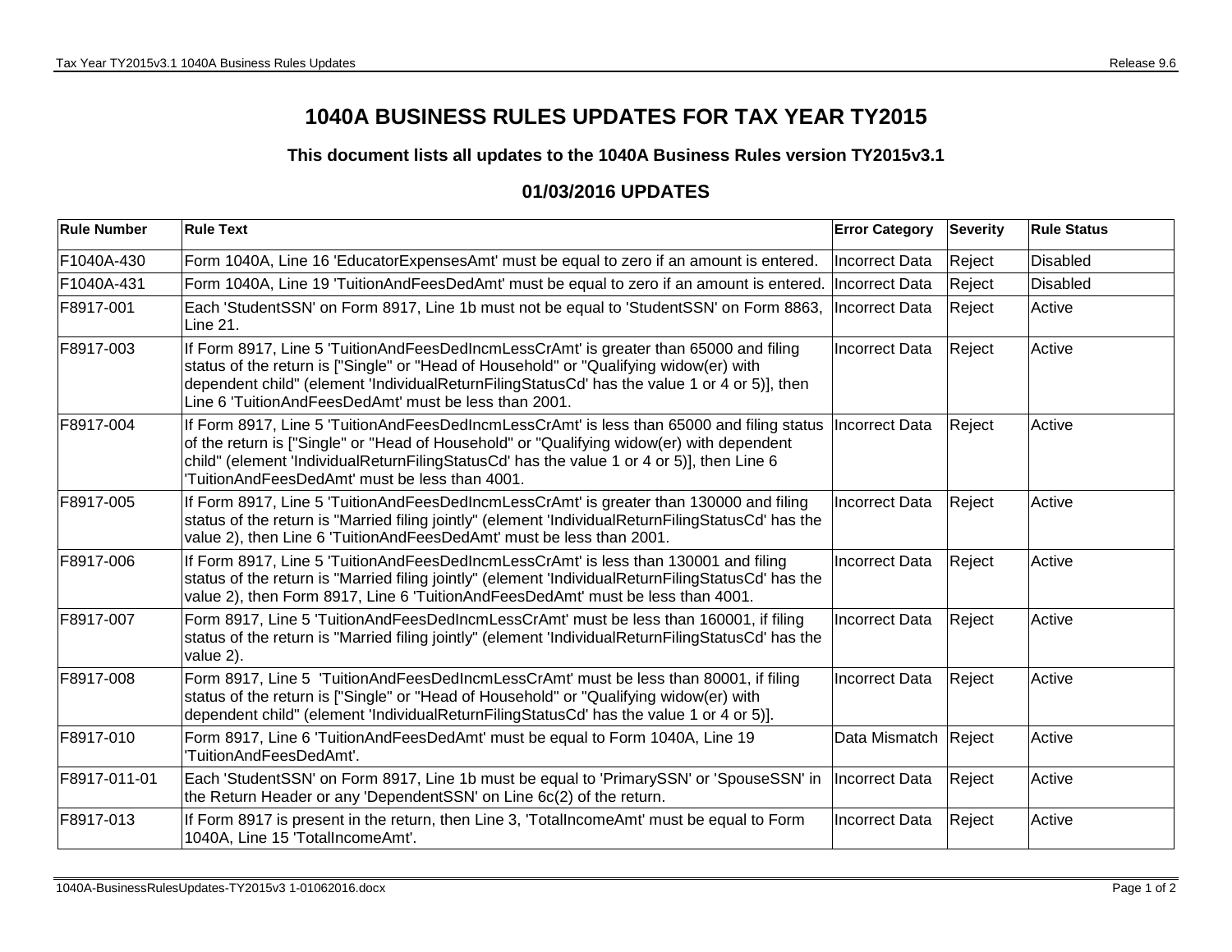# 1040A BUSINESS RULES UPDATES FOR TAX YEAR TY2015

### This document lists all updates to the 1040A Business Rules version TY2015v3.1

## 01/03/2016 UPDATES

| Rule Number | Rule Text | Error Category | Severity | Rule Status |
|---|---|---|---|---|
| F1040A-430 | Form 1040A, Line 16 'EducatorExpensesAmt' must be equal to zero if an amount is entered. | Incorrect Data | Reject | Disabled |
| F1040A-431 | Form 1040A, Line 19 'TuitionAndFeesDedAmt' must be equal to zero if an amount is entered. | Incorrect Data | Reject | Disabled |
| F8917-001 | Each 'StudentSSN' on Form 8917, Line 1b must not be equal to 'StudentSSN' on Form 8863, Line 21. | Incorrect Data | Reject | Active |
| F8917-003 | If Form 8917, Line 5 'TuitionAndFeesDedIncmLessCrAmt' is greater than 65000 and filing status of the return is ["Single" or "Head of Household" or "Qualifying widow(er) with dependent child" (element 'IndividualReturnFilingStatusCd' has the value 1 or 4 or 5)], then Line 6 'TuitionAndFeesDedAmt' must be less than 2001. | Incorrect Data | Reject | Active |
| F8917-004 | If Form 8917, Line 5 'TuitionAndFeesDedIncmLessCrAmt' is less than 65000 and filing status of the return is ["Single" or "Head of Household" or "Qualifying widow(er) with dependent child" (element 'IndividualReturnFilingStatusCd' has the value 1 or 4 or 5)], then Line 6 'TuitionAndFeesDedAmt' must be less than 4001. | Incorrect Data | Reject | Active |
| F8917-005 | If Form 8917, Line 5 'TuitionAndFeesDedIncmLessCrAmt' is greater than 130000 and filing status of the return is "Married filing jointly" (element 'IndividualReturnFilingStatusCd' has the value 2), then Line 6 'TuitionAndFeesDedAmt' must be less than 2001. | Incorrect Data | Reject | Active |
| F8917-006 | If Form 8917, Line 5 'TuitionAndFeesDedIncmLessCrAmt' is less than 130001 and filing status of the return is "Married filing jointly" (element 'IndividualReturnFilingStatusCd' has the value 2), then Form 8917, Line 6 'TuitionAndFeesDedAmt' must be less than 4001. | Incorrect Data | Reject | Active |
| F8917-007 | Form 8917, Line 5 'TuitionAndFeesDedIncmLessCrAmt' must be less than 160001, if filing status of the return is "Married filing jointly" (element 'IndividualReturnFilingStatusCd' has the value 2). | Incorrect Data | Reject | Active |
| F8917-008 | Form 8917, Line 5 'TuitionAndFeesDedIncmLessCrAmt' must be less than 80001, if filing status of the return is ["Single" or "Head of Household" or "Qualifying widow(er) with dependent child" (element 'IndividualReturnFilingStatusCd' has the value 1 or 4 or 5)]. | Incorrect Data | Reject | Active |
| F8917-010 | Form 8917, Line 6 'TuitionAndFeesDedAmt' must be equal to Form 1040A, Line 19 'TuitionAndFeesDedAmt'. | Data Mismatch | Reject | Active |
| F8917-011-01 | Each 'StudentSSN' on Form 8917, Line 1b must be equal to 'PrimarySSN' or 'SpouseSSN' in the Return Header or any 'DependentSSN' on Line 6c(2) of the return. | Incorrect Data | Reject | Active |
| F8917-013 | If Form 8917 is present in the return, then Line 3, 'TotalIncomeAmt' must be equal to Form 1040A, Line 15 'TotalIncomeAmt'. | Incorrect Data | Reject | Active |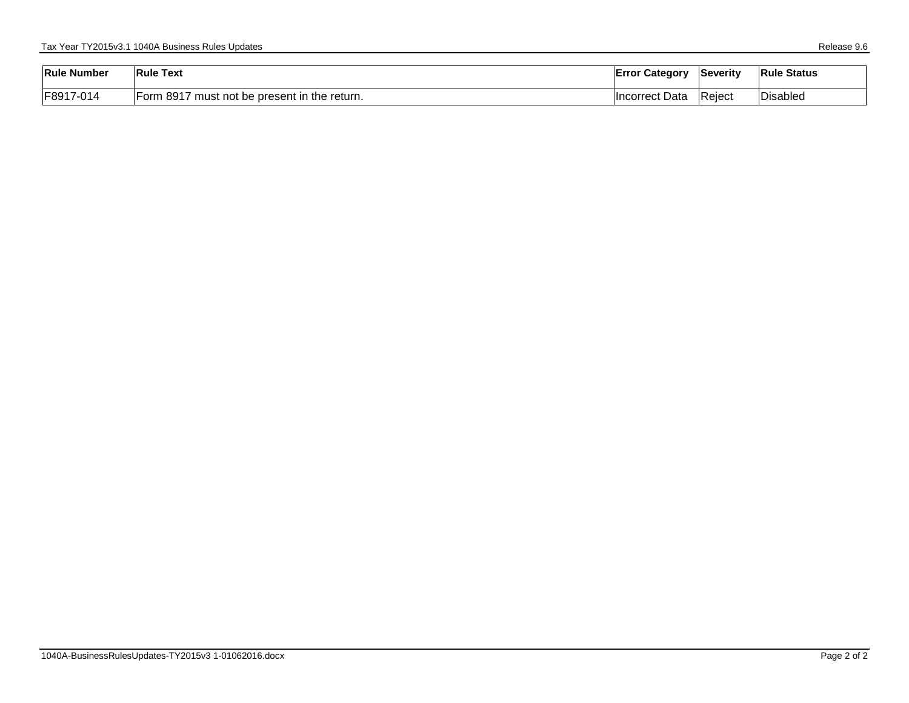| Rule Number | Rule Text | Error Category | Severity | Rule Status |
| --- | --- | --- | --- | --- |
| F8917-014 | Form 8917 must not be present in the return. | Incorrect Data | Reject | Disabled |